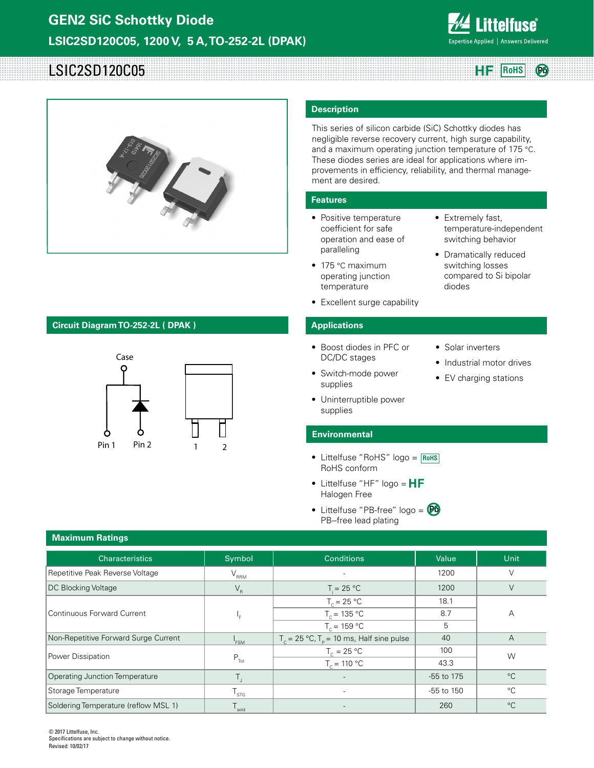# GEN2 SiC Schottky Diode

## LSIC2SD120C05, 1200 V, 5 A, TO-252-2L (DPAK)

# LSIC2SD120C05

HF RoHS Pb

## Description

This series of silicon carbide (SiC) Schottky diodes has negligible reverse recovery current, high surge capability, and a maximum operating junction temperature of 175 °C. These diodes series are ideal for applications where improvements in efficiency, reliability, and thermal management are desired.

## Features

- Positive temperature coefficient for safe operation and ease of paralleling
- 175 °C maximum operating junction temperature
- Excellent surge capability
- Extremely fast, temperature-independent switching behavior
- Dramatically reduced switching losses compared to Si bipolar diodes

## Circuit Diagram TO-252-2L ( DPAK )

Case

Pin 1 Pin 2

1 2

## Applications

- Boost diodes in PFC or DC/DC stages
- Switch-mode power supplies
- Uninterruptible power supplies
- Solar inverters
- Industrial motor drives
- EV charging stations

## Environmental

- Littelfuse "RoHS" logo = RoHS
  RoHS conform
- Littelfuse "HF" logo = HF
  Halogen Free
- Littelfuse "PB-free" logo = Pb
  PB--free lead plating

## Maximum Ratings

| Characteristics | Symbol | Conditions | Value | Unit |
|---|---|---|---|---|
| Repetitive Peak Reverse Voltage | $V_{RRM}$ | - | 1200 | V |
| DC Blocking Voltage | $V_R$ | $T_J$ = 25 °C | 1200 | V |
| Continuous Forward Current | $I_F$ | $T_C$ = 25 °C | 18.1 | A |
| | | $T_C$ = 135 °C | 8.7 | |
| | | $T_C$ = 159 °C | 5 | |
| Non-Repetitive Forward Surge Current | $I_{FSM}$ | $T_C$ = 25 °C, $T_P$ = 10 ms, Half sine pulse | 40 | A |
| Power Dissipation | $P_{Tot}$ | $T_C$ = 25 °C | 100 | W |
| | | $T_C$ = 110 °C | 43.3 | |
| Operating Junction Temperature | $T_J$ | - | -55 to 175 | °C |
| Storage Temperature | $T_{STG}$ | - | -55 to 150 | °C |
| Soldering Temperature (reflow MSL 1) | $T_{sold}$ | - | 260 | °C |

© 2017 Littelfuse, Inc.
Specifications are subject to change without notice.
Revised: 10/02/17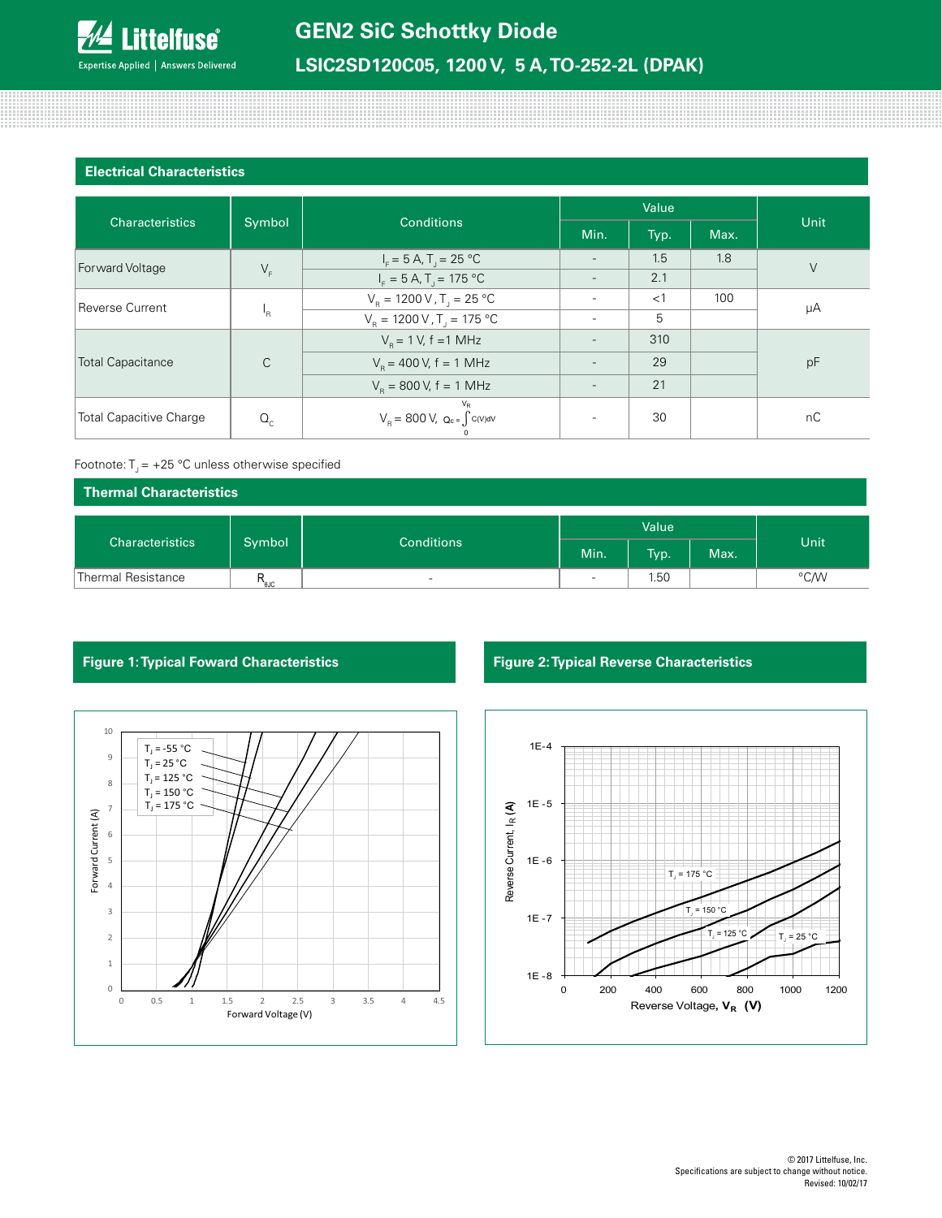## Electrical Characteristics

| Characteristics | Symbol | Conditions | Value | | | Unit |
|---|---|---|---|---|---|---|
| | | | Min. | Typ. | Max. | |
| Forward Voltage | $V_F$ | $I_F$ = 5 A, $T_J$ = 25 °C | - | 1.5 | 1.8 | V |
| | | $I_F$ = 5 A, $T_J$ = 175 °C | - | 2.1 | | |
| Reverse Current | $I_R$ | $V_R$ = 1200 V, $T_J$ = 25 °C | - | <1 | 100 | µA |
| | | $V_R$ = 1200 V, $T_J$ = 175 °C | - | 5 | | |
| Total Capacitance | C | $V_R$ = 1 V, f =1 MHz | - | 310 | | pF |
| | | $V_R$ = 400 V, f = 1 MHz | - | 29 | | |
| | | $V_R$ = 800 V, f = 1 MHz | - | 21 | | |
| Total Capacitive Charge | $Q_C$ | $V_R$ = 800 V, $Q_C = \int_0^{V_R} C(V)dV$ | - | 30 | | nC |

Footnote: $T_J$ = +25 °C unless otherwise specified

## Thermal Characteristics

| Characteristics | Symbol | Conditions | Value | | | Unit |
|---|---|---|---|---|---|---|
| | | | Min. | Typ. | Max. | |
| Thermal Resistance | $R_{\theta JC}$ | - | - | 1.50 | | °C/W |

## Figure 1: Typical Foward Characteristics

## Figure 2: Typical Reverse Characteristics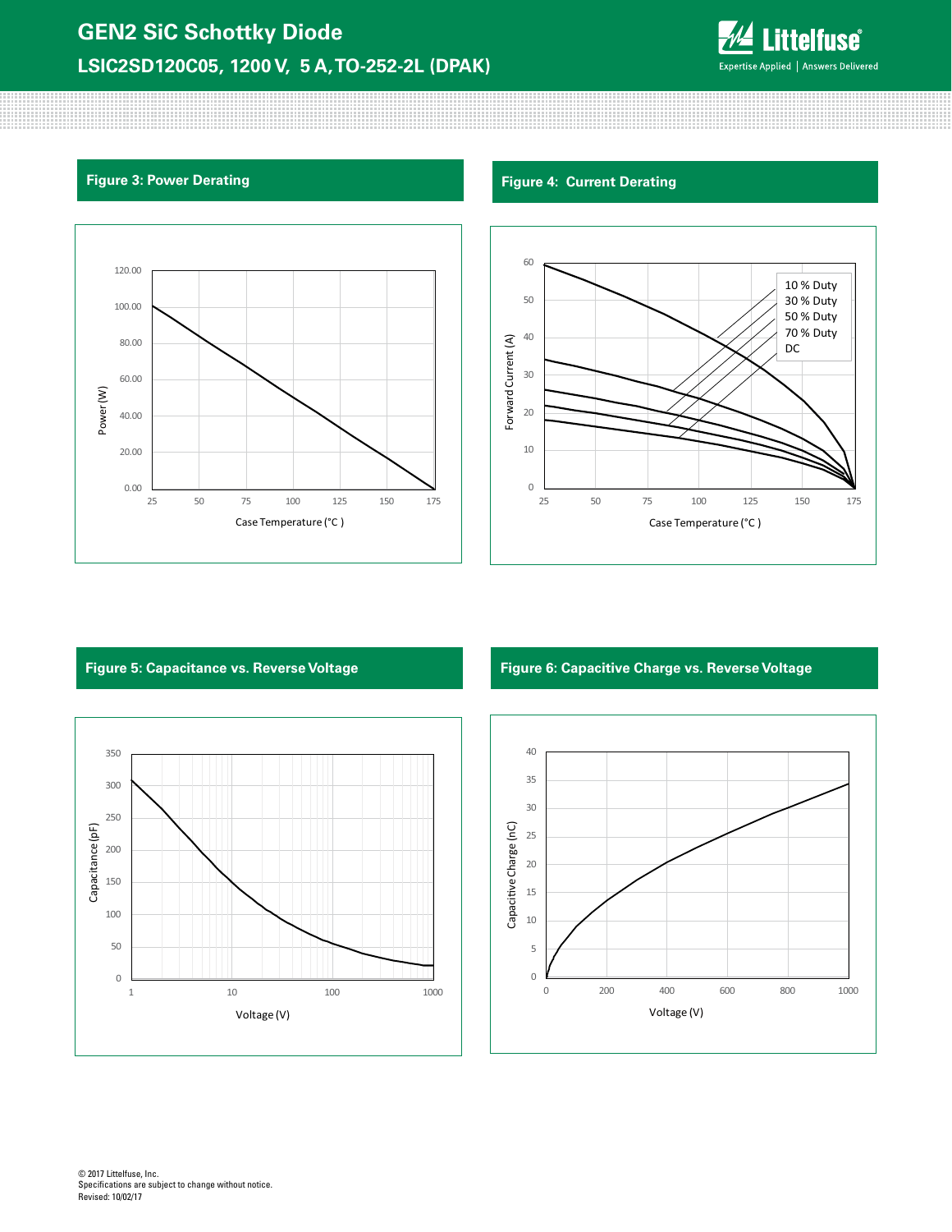### Figure 3: Power Derating

### Figure 4: Current Derating

### Figure 5: Capacitance vs. Reverse Voltage

### Figure 6: Capacitive Charge vs. Reverse Voltage

© 2017 Littelfuse, Inc.
Specifications are subject to change without notice.
Revised: 10/02/17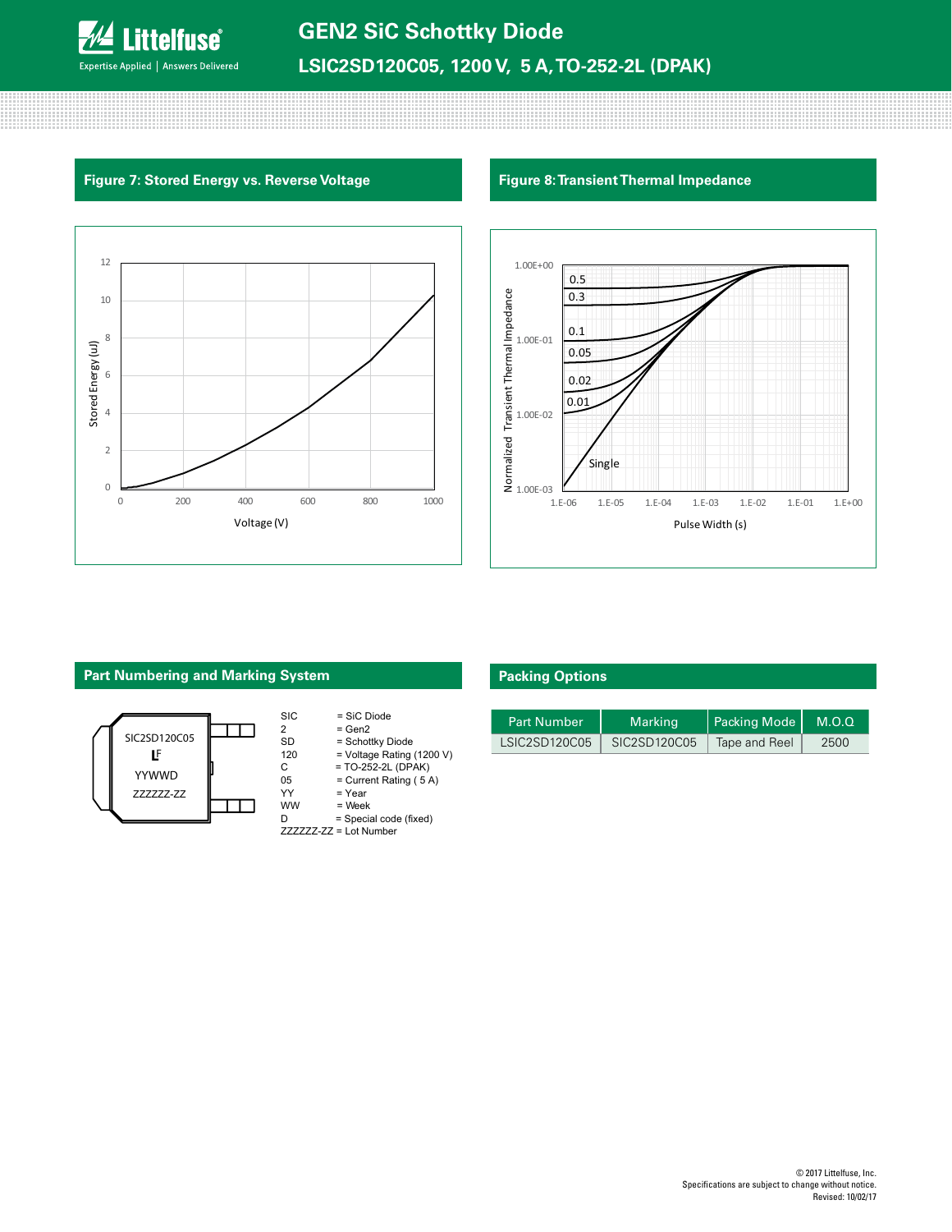## Figure 7: Stored Energy vs. Reverse Voltage

## Figure 8: Transient Thermal Impedance

## Part Numbering and Marking System

SIC2SD120C05
LF
YYWWD
ZZZZZZ-ZZ

| | |
|---|---|
| SIC | = SiC Diode |
| 2 | = Gen2 |
| SD | = Schottky Diode |
| 120 | = Voltage Rating (1200 V) |
| C | = TO-252-2L (DPAK) |
| 05 | = Current Rating ( 5 A) |
| YY | = Year |
| WW | = Week |
| D | = Special code (fixed) |
| ZZZZZZ-ZZ | = Lot Number |

## Packing Options

| Part Number | Marking | Packing Mode | M.O.Q |
|---|---|---|---|
| LSIC2SD120C05 | SIC2SD120C05 | Tape and Reel | 2500 |

© 2017 Littelfuse, Inc.
Specifications are subject to change without notice.
Revised: 10/02/17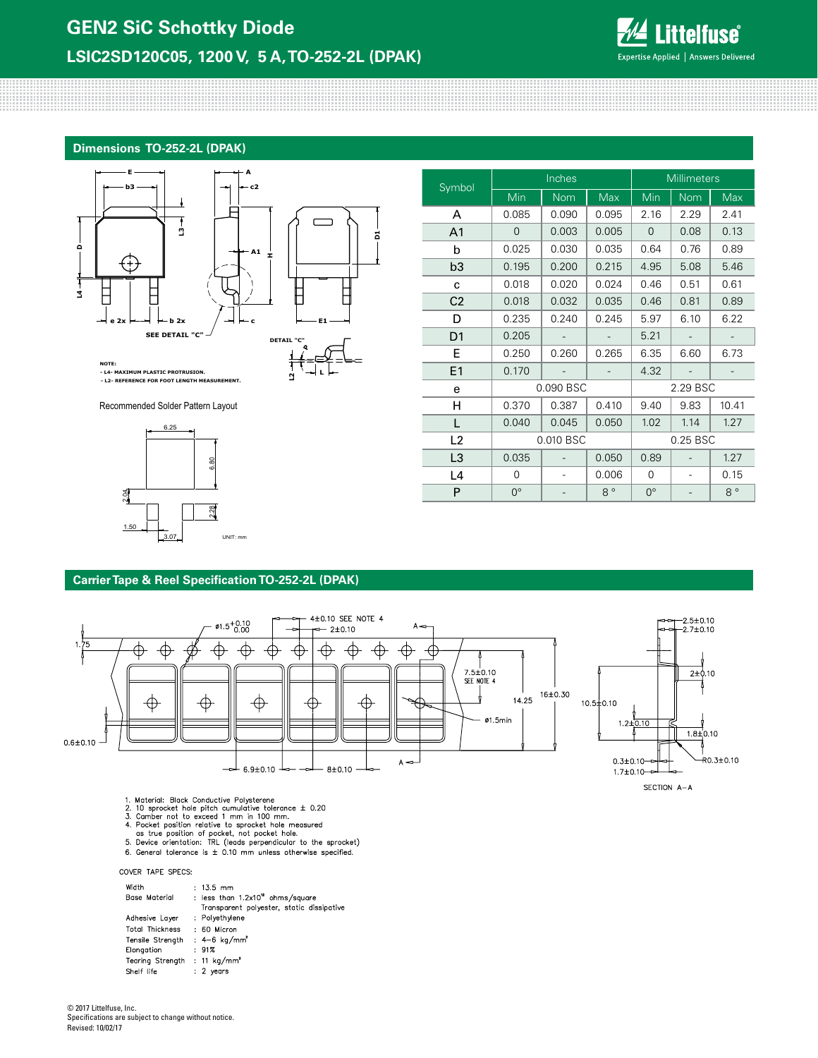## Dimensions TO-252-2L (DPAK)

NOTE:
- L4- MAXIMUM PLASTIC PROTRUSION.
- L2- REFERENCE FOR FOOT LENGTH MEASUREMENT.

Recommended Solder Pattern Layout

UNIT: mm

| Symbol | Inches | | | Millimeters | | |
|---|---|---|---|---|---|---|
| | Min | Nom | Max | Min | Nom | Max |
| A | 0.085 | 0.090 | 0.095 | 2.16 | 2.29 | 2.41 |
| A1 | 0 | 0.003 | 0.005 | 0 | 0.08 | 0.13 |
| b | 0.025 | 0.030 | 0.035 | 0.64 | 0.76 | 0.89 |
| b3 | 0.195 | 0.200 | 0.215 | 4.95 | 5.08 | 5.46 |
| c | 0.018 | 0.020 | 0.024 | 0.46 | 0.51 | 0.61 |
| C2 | 0.018 | 0.032 | 0.035 | 0.46 | 0.81 | 0.89 |
| D | 0.235 | 0.240 | 0.245 | 5.97 | 6.10 | 6.22 |
| D1 | 0.205 | - | - | 5.21 | - | - |
| E | 0.250 | 0.260 | 0.265 | 6.35 | 6.60 | 6.73 |
| E1 | 0.170 | - | - | 4.32 | - | - |
| e | 0.090 BSC | | | 2.29 BSC | | |
| H | 0.370 | 0.387 | 0.410 | 9.40 | 9.83 | 10.41 |
| L | 0.040 | 0.045 | 0.050 | 1.02 | 1.14 | 1.27 |
| L2 | 0.010 BSC | | | 0.25 BSC | | |
| L3 | 0.035 | - | 0.050 | 0.89 | - | 1.27 |
| L4 | 0 | - | 0.006 | 0 | - | 0.15 |
| P | 0° | - | 8° | 0° | - | 8° |

## Carrier Tape & Reel Specification TO-252-2L (DPAK)

SECTION A–A

1. Material: Black Conductive Polysterene
2. 10 sprocket hole pitch cumulative tolerance ± 0.20
3. Camber not to exceed 1 mm in 100 mm.
4. Pocket position relative to sprocket hole measured as true position of pocket, not pocket hole.
5. Device orientation: TRL (leads perpendicular to the sprocket)
6. General tolerance is ± 0.10 mm unless otherwise specified.

COVER TAPE SPECS:

| | |
|---|---|
| Width | : 13.5 mm |
| Base Material | : less than $1.2\times10^{12}$ ohms/square Transparent polyester, static dissipative |
| Adhesive Layer | : Polyethylene |
| Total Thickness | : 60 Micron |
| Tensile Strength | : 4–6 $kg/mm^2$ |
| Elongation | : 91% |
| Tearing Strength | : 11 $kg/mm^2$ |
| Shelf life | : 2 years |

© 2017 Littelfuse, Inc.
Specifications are subject to change without notice.
Revised: 10/02/17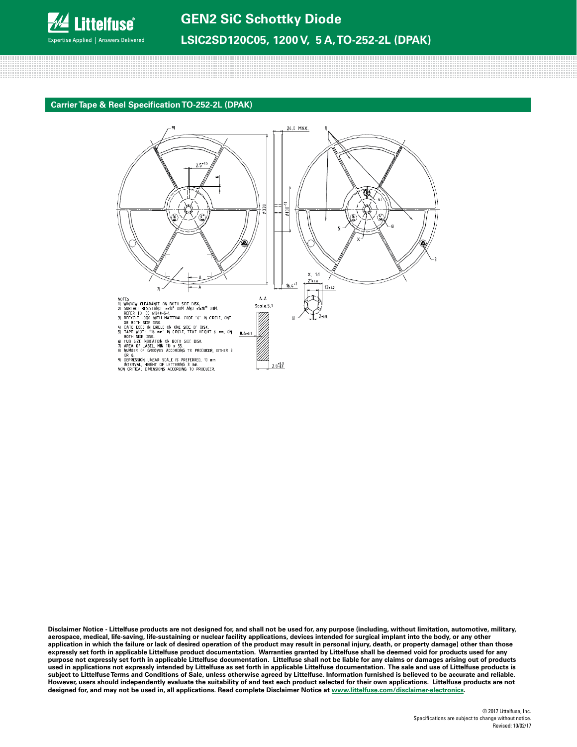# GEN2 SiC Schottky Diode

## LSIC2SD120C05, 1200 V, 5 A, TO-252-2L (DPAK)

### Carrier Tape & Reel Specification TO-252-2L (DPAK)

9)
24.0 MAX.
1)
$2.5^{+0.5}$
6
Ø330
$Ø100^{-1.0}$
4)
5)
6)
X
3)
7)
A
A
$16.4^{+1}$
X, 1:1
21±0.8
13±0.2
8)
2±0.5
A-A
Scale:5:1
0.4±0.1
$2.0^{+0.3}_{-0.1}$

NOTES
1) WINDOW CLEARANCE ON BOTH SIDE DISK.
2) SURFACE RESISTANCE >=$10^5$ OHM AND <$1x10^{11}$ OHM.
REFER TO IEC 61340-5-1.
3) RECYCLE LOGO WITH MATERIAL CODE "6" IN CIRCLE, ONE OR BOTH SIDE DISK.
4) DATE CODE IN CIRCLE ON ONE SIDE OF DISK.
5) TAPE WIDTH "16 mm" IN CIRCLE, TEXT HEIGHT 6 mm, ON BOTH SIDE DISK.
6) HUB SIZE INDICATION ON BOTH SIDE DISK.
7) AREA OF LABEL, MIN 110 x 55.
8) NUMBER OF GROOVES ACCORDING TO PRODUCER, EITHER 3 OR 6.
9) DEPRESSION LINEAR SCALE IS PREFERRED, 10 mm INTERVAL, HEIGHT OF LETTERING 3 mm.
NON CRITICAL DIMENSIONS ACCORDING TO PRODUCER.

**Disclaimer Notice - Littelfuse products are not designed for, and shall not be used for, any purpose (including, without limitation, automotive, military, aerospace, medical, life-saving, life-sustaining or nuclear facility applications, devices intended for surgical implant into the body, or any other application in which the failure or lack of desired operation of the product may result in personal injury, death, or property damage) other than those expressly set forth in applicable Littelfuse product documentation. Warranties granted by Littelfuse shall be deemed void for products used for any purpose not expressly set forth in applicable Littelfuse documentation. Littelfuse shall not be liable for any claims or damages arising out of products used in applications not expressly intended by Littelfuse as set forth in applicable Littelfuse documentation. The sale and use of Littelfuse products is subject to Littelfuse Terms and Conditions of Sale, unless otherwise agreed by Littelfuse. Information furnished is believed to be accurate and reliable. However, users should independently evaluate the suitability of and test each product selected for their own applications. Littelfuse products are not designed for, and may not be used in, all applications. Read complete Disclaimer Notice at www.littelfuse.com/disclaimer-electronics.**

© 2017 Littelfuse, Inc.
Specifications are subject to change without notice.
Revised: 10/02/17